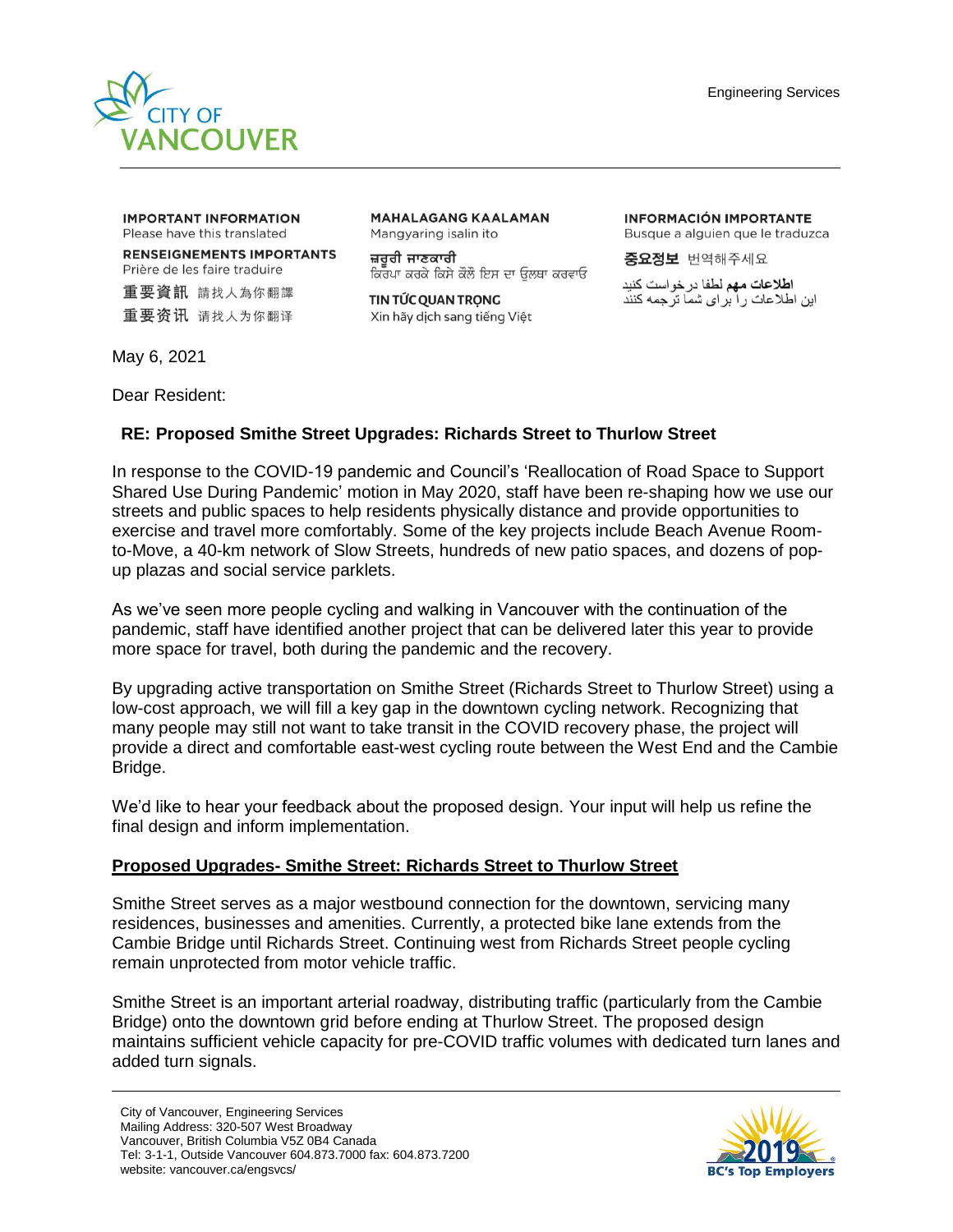Engineering Services

**IMPORTANT INFORMATION**
Please have this translated

**RENSEIGNEMENTS IMPORTANTS**
Prière de les faire traduire

**重要資訊** 請找人為你翻譯

**重要资讯** 请找人为你翻译

**MAHALAGANG KAALAMAN**
Mangyaring isalin ito

**ਜ਼ਰੂਰੀ ਜਾਣਕਾਰੀ**
ਕਿਰਪਾ ਕਰਕੇ ਕਿਸੇ ਕੋਲੋਂ ਇਸ ਦਾ ਉਲਥਾ ਕਰਵਾਓ

**TIN TỨC QUAN TRỌNG**
Xin hãy dịch sang tiếng Việt

**INFORMACIÓN IMPORTANTE**
Busque a alguien que le traduzca

**중요정보** 번역해주세요

**اطلاعات مهم** لطفا درخواست کنید
این اطلاعات را برای شما ترجمه کنند

May 6, 2021

Dear Resident:

**RE: Proposed Smithe Street Upgrades: Richards Street to Thurlow Street**

In response to the COVID-19 pandemic and Council's 'Reallocation of Road Space to Support Shared Use During Pandemic' motion in May 2020, staff have been re-shaping how we use our streets and public spaces to help residents physically distance and provide opportunities to exercise and travel more comfortably. Some of the key projects include Beach Avenue Room-to-Move, a 40-km network of Slow Streets, hundreds of new patio spaces, and dozens of pop-up plazas and social service parklets.

As we've seen more people cycling and walking in Vancouver with the continuation of the pandemic, staff have identified another project that can be delivered later this year to provide more space for travel, both during the pandemic and the recovery.

By upgrading active transportation on Smithe Street (Richards Street to Thurlow Street) using a low-cost approach, we will fill a key gap in the downtown cycling network. Recognizing that many people may still not want to take transit in the COVID recovery phase, the project will provide a direct and comfortable east-west cycling route between the West End and the Cambie Bridge.

We'd like to hear your feedback about the proposed design. Your input will help us refine the final design and inform implementation.

**Proposed Upgrades- Smithe Street: Richards Street to Thurlow Street**

Smithe Street serves as a major westbound connection for the downtown, servicing many residences, businesses and amenities. Currently, a protected bike lane extends from the Cambie Bridge until Richards Street. Continuing west from Richards Street people cycling remain unprotected from motor vehicle traffic.

Smithe Street is an important arterial roadway, distributing traffic (particularly from the Cambie Bridge) onto the downtown grid before ending at Thurlow Street. The proposed design maintains sufficient vehicle capacity for pre-COVID traffic volumes with dedicated turn lanes and added turn signals.

City of Vancouver, Engineering Services
Mailing Address: 320-507 West Broadway
Vancouver, British Columbia V5Z 0B4 Canada
Tel: 3-1-1, Outside Vancouver 604.873.7000 fax: 604.873.7200
website: vancouver.ca/engsvcs/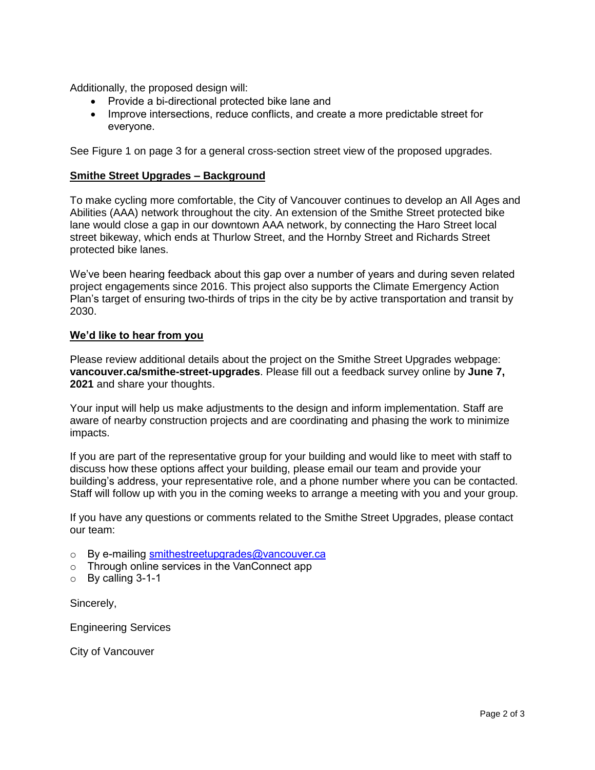Additionally, the proposed design will:

- Provide a bi-directional protected bike lane and
- Improve intersections, reduce conflicts, and create a more predictable street for everyone.

See Figure 1 on page 3 for a general cross-section street view of the proposed upgrades.

## Smithe Street Upgrades – Background

To make cycling more comfortable, the City of Vancouver continues to develop an All Ages and Abilities (AAA) network throughout the city. An extension of the Smithe Street protected bike lane would close a gap in our downtown AAA network, by connecting the Haro Street local street bikeway, which ends at Thurlow Street, and the Hornby Street and Richards Street protected bike lanes.

We've been hearing feedback about this gap over a number of years and during seven related project engagements since 2016. This project also supports the Climate Emergency Action Plan's target of ensuring two-thirds of trips in the city be by active transportation and transit by 2030.

## We'd like to hear from you

Please review additional details about the project on the Smithe Street Upgrades webpage: **vancouver.ca/smithe-street-upgrades**. Please fill out a feedback survey online by **June 7, 2021** and share your thoughts.

Your input will help us make adjustments to the design and inform implementation. Staff are aware of nearby construction projects and are coordinating and phasing the work to minimize impacts.

If you are part of the representative group for your building and would like to meet with staff to discuss how these options affect your building, please email our team and provide your building's address, your representative role, and a phone number where you can be contacted. Staff will follow up with you in the coming weeks to arrange a meeting with you and your group.

If you have any questions or comments related to the Smithe Street Upgrades, please contact our team:

- By e-mailing smithestreetupgrades@vancouver.ca
- Through online services in the VanConnect app
- By calling 3-1-1

Sincerely,

Engineering Services

City of Vancouver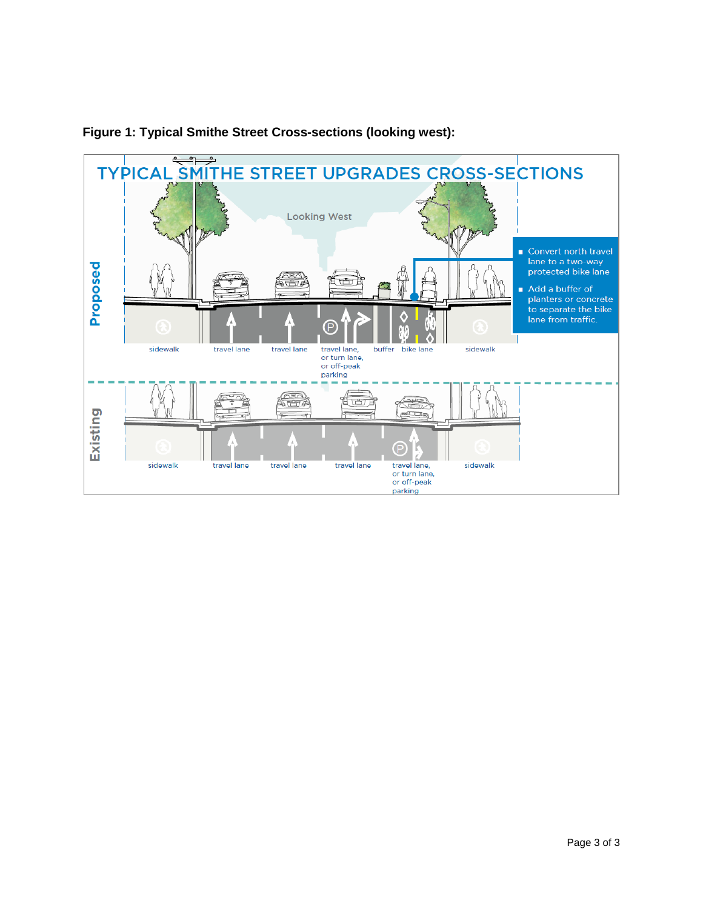**Figure 1: Typical Smithe Street Cross-sections (looking west):**

TYPICAL SMITHE STREET UPGRADES CROSS-SECTIONS

Looking West

Proposed

- Convert north travel lane to a two-way protected bike lane
- Add a buffer of planters or concrete to separate the bike lane from traffic.

sidewalk
travel lane
travel lane
travel lane, or turn lane, or off-peak parking
buffer
bike lane
sidewalk

Existing

sidewalk
travel lane
travel lane
travel lane
travel lane, or turn lane, or off-peak parking
sidewalk